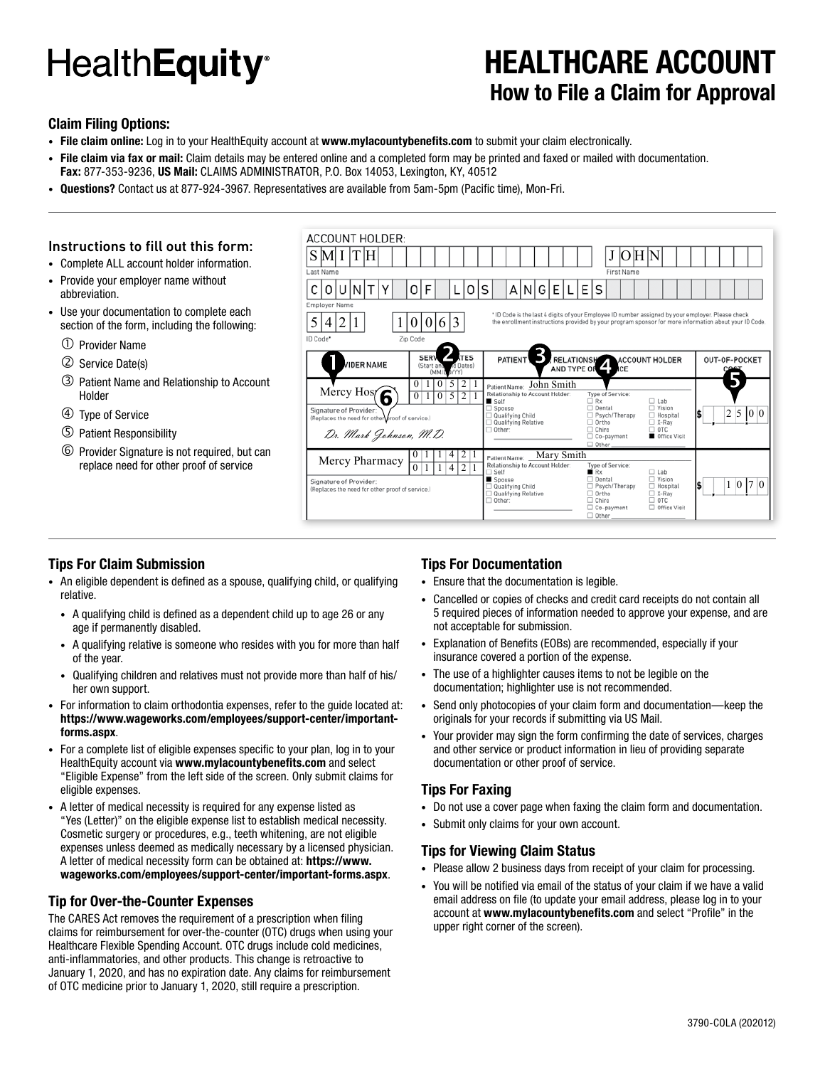# HealthEquity

# HEALTHCARE ACCOUNT

## How to File a Claim for Approval

### Claim Filing Options:

- **File claim online:** Log in to your HealthEquity account at **www.mylacountybenefits.com** to submit your claim electronically.
- **File claim via fax or mail:** Claim details may be entered online and a completed form may be printed and faxed or mailed with documentation. **Fax:** 877-353-9236, **US Mail:** CLAIMS ADMINISTRATOR, P.O. Box 14053, Lexington, KY, 40512
- **Questions?** Contact us at 877-924-3967. Representatives are available from 5am-5pm (Pacific time), Mon-Fri.

### Instructions to fill out this form:

- Complete ALL account holder information.
- Provide your employer name without abbreviation.
- Use your documentation to complete each section of the form, including the following:
  1. Provider Name
  2. Service Date(s)
  3. Patient Name and Relationship to Account Holder
  4. Type of Service
  5. Patient Responsibility
  6. Provider Signature is not required, but can replace need for other proof of service

**ACCOUNT HOLDER:**

Last Name: SMITH    First Name: JOHN

Employer Name: COUNTY OF LOS ANGELES

ID Code*: 5421    Zip Code: 10063

\* ID Code is the last 4 digits of your Employee ID number assigned by your employer. Please check the enrollment instructions provided by your program sponsor for more information about your ID Code.

| ① PROVIDER NAME | ② SERVICE DATES (Start and End Dates) (MM/DD/YY) | ③ PATIENT NAME, RELATIONSHIP TO ACCOUNT HOLDER ④ AND TYPE OF SERVICE | ⑤ OUT-OF-POCKET COST |
|---|---|---|---|
| Mercy Hospital ⑥<br>Signature of Provider: (Replaces the need for other proof of service.)<br>*Dr. Mark Johnson, M.D.* | 01/05/21<br>01/05/21 | Patient Name: John Smith<br>Relationship to Account Holder: ■ Self ☐ Spouse ☐ Qualifying Child ☐ Qualifying Relative ☐ Other:<br>Type of Service: ☐ Rx ☐ Dental ☐ Psych/Therapy ☐ Ortho ☐ Chiro ☐ Co-payment ☐ Other ☐ Lab ☐ Vision ☐ Hospital ☐ X-Ray ☐ OTC ■ Office Visit | $ 25.00 |
| Mercy Pharmacy<br>Signature of Provider: (Replaces the need for other proof of service.) | 01/14/21<br>01/14/21 | Patient Name: Mary Smith<br>Relationship to Account Holder: ☐ Self ■ Spouse ☐ Qualifying Child ☐ Qualifying Relative ☐ Other:<br>Type of Service: ■ Rx ☐ Dental ☐ Psych/Therapy ☐ Ortho ☐ Chiro ☐ Co-payment ☐ Other ☐ Lab ☐ Vision ☐ Hospital ☐ X-Ray ☐ OTC ☐ Office Visit | $ 10.70 |

### Tips For Claim Submission

- An eligible dependent is defined as a spouse, qualifying child, or qualifying relative.
  - A qualifying child is defined as a dependent child up to age 26 or any age if permanently disabled.
  - A qualifying relative is someone who resides with you for more than half of the year.
  - Qualifying children and relatives must not provide more than half of his/her own support.
- For information to claim orthodontia expenses, refer to the guide located at: **https://www.wageworks.com/employees/support-center/important-forms.aspx**.
- For a complete list of eligible expenses specific to your plan, log in to your HealthEquity account via **www.mylacountybenefits.com** and select "Eligible Expense" from the left side of the screen. Only submit claims for eligible expenses.
- A letter of medical necessity is required for any expense listed as "Yes (Letter)" on the eligible expense list to establish medical necessity. Cosmetic surgery or procedures, e.g., teeth whitening, are not eligible expenses unless deemed as medically necessary by a licensed physician. A letter of medical necessity form can be obtained at: **https://www.wageworks.com/employees/support-center/important-forms.aspx**.

### Tip for Over-the-Counter Expenses

The CARES Act removes the requirement of a prescription when filing claims for reimbursement for over-the-counter (OTC) drugs when using your Healthcare Flexible Spending Account. OTC drugs include cold medicines, anti-inflammatories, and other products. This change is retroactive to January 1, 2020, and has no expiration date. Any claims for reimbursement of OTC medicine prior to January 1, 2020, still require a prescription.

### Tips For Documentation

- Ensure that the documentation is legible.
- Cancelled or copies of checks and credit card receipts do not contain all 5 required pieces of information needed to approve your expense, and are not acceptable for submission.
- Explanation of Benefits (EOBs) are recommended, especially if your insurance covered a portion of the expense.
- The use of a highlighter causes items to not be legible on the documentation; highlighter use is not recommended.
- Send only photocopies of your claim form and documentation—keep the originals for your records if submitting via US Mail.
- Your provider may sign the form confirming the date of services, charges and other service or product information in lieu of providing separate documentation or other proof of service.

### Tips For Faxing

- Do not use a cover page when faxing the claim form and documentation.
- Submit only claims for your own account.

### Tips for Viewing Claim Status

- Please allow 2 business days from receipt of your claim for processing.
- You will be notified via email of the status of your claim if we have a valid email address on file (to update your email address, please log in to your account at **www.mylacountybenefits.com** and select "Profile" in the upper right corner of the screen).

3790-COLA (202012)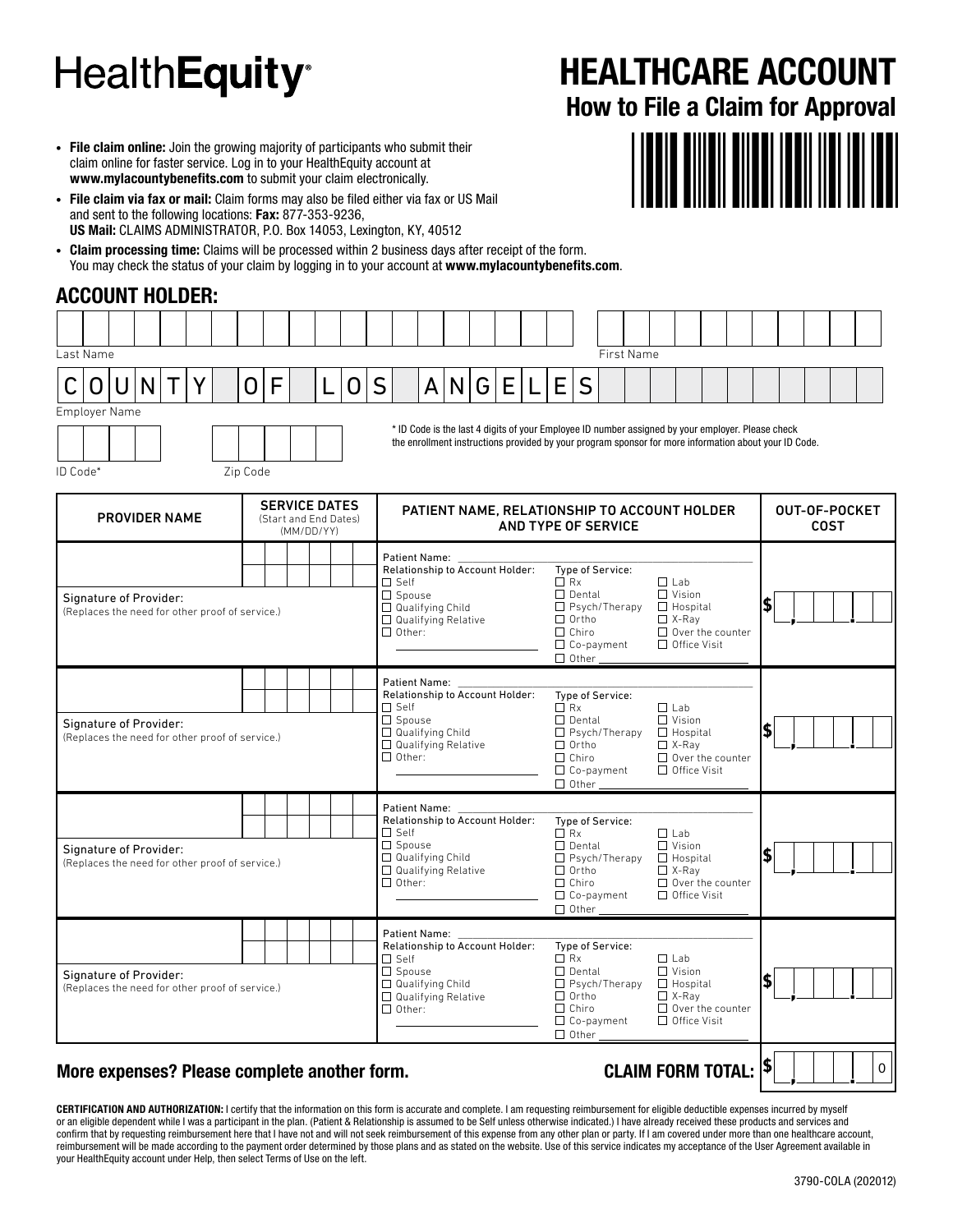HealthEquity®

# HEALTHCARE ACCOUNT

## How to File a Claim for Approval

- **File claim online:** Join the growing majority of participants who submit their claim online for faster service. Log in to your HealthEquity account at **www.mylacountybenefits.com** to submit your claim electronically.
- **File claim via fax or mail:** Claim forms may also be filed either via fax or US Mail and sent to the following locations: **Fax:** 877-353-9236, **US Mail:** CLAIMS ADMINISTRATOR, P.O. Box 14053, Lexington, KY, 40512
- **Claim processing time:** Claims will be processed within 2 business days after receipt of the form. You may check the status of your claim by logging in to your account at **www.mylacountybenefits.com**.

## ACCOUNT HOLDER:

Last Name: ____________________ First Name: ____________________

Employer Name: COUNTY OF LOS ANGELES

ID Code*: ________ Zip Code: ________

\* ID Code is the last 4 digits of your Employee ID number assigned by your employer. Please check the enrollment instructions provided by your program sponsor for more information about your ID Code.

| PROVIDER NAME | SERVICE DATES (Start and End Dates) (MM/DD/YY) | PATIENT NAME, RELATIONSHIP TO ACCOUNT HOLDER AND TYPE OF SERVICE | OUT-OF-POCKET COST |
|---|---|---|---|
| Signature of Provider: (Replaces the need for other proof of service.) | | Patient Name: ______ Relationship to Account Holder: ☐ Self ☐ Spouse ☐ Qualifying Child ☐ Qualifying Relative ☐ Other: ______ Type of Service: ☐ Rx ☐ Dental ☐ Psych/Therapy ☐ Ortho ☐ Chiro ☐ Co-payment ☐ Other ______ ☐ Lab ☐ Vision ☐ Hospital ☐ X-Ray ☐ Over the counter ☐ Office Visit | $ |
| Signature of Provider: (Replaces the need for other proof of service.) | | Patient Name: ______ Relationship to Account Holder: ☐ Self ☐ Spouse ☐ Qualifying Child ☐ Qualifying Relative ☐ Other: ______ Type of Service: ☐ Rx ☐ Dental ☐ Psych/Therapy ☐ Ortho ☐ Chiro ☐ Co-payment ☐ Other ______ ☐ Lab ☐ Vision ☐ Hospital ☐ X-Ray ☐ Over the counter ☐ Office Visit | $ |
| Signature of Provider: (Replaces the need for other proof of service.) | | Patient Name: ______ Relationship to Account Holder: ☐ Self ☐ Spouse ☐ Qualifying Child ☐ Qualifying Relative ☐ Other: ______ Type of Service: ☐ Rx ☐ Dental ☐ Psych/Therapy ☐ Ortho ☐ Chiro ☐ Co-payment ☐ Other ______ ☐ Lab ☐ Vision ☐ Hospital ☐ X-Ray ☐ Over the counter ☐ Office Visit | $ |
| Signature of Provider: (Replaces the need for other proof of service.) | | Patient Name: ______ Relationship to Account Holder: ☐ Self ☐ Spouse ☐ Qualifying Child ☐ Qualifying Relative ☐ Other: ______ Type of Service: ☐ Rx ☐ Dental ☐ Psych/Therapy ☐ Ortho ☐ Chiro ☐ Co-payment ☐ Other ______ ☐ Lab ☐ Vision ☐ Hospital ☐ X-Ray ☐ Over the counter ☐ Office Visit | $ |

**More expenses? Please complete another form.** **CLAIM FORM TOTAL:** $ 0

**CERTIFICATION AND AUTHORIZATION:** I certify that the information on this form is accurate and complete. I am requesting reimbursement for eligible deductible expenses incurred by myself or an eligible dependent while I was a participant in the plan. (Patient & Relationship is assumed to be Self unless otherwise indicated.) I have already received these products and services and confirm that by requesting reimbursement here that I have not and will not seek reimbursement of this expense from any other plan or party. If I am covered under more than one healthcare account, reimbursement will be made according to the payment order determined by those plans and as stated on the website. Use of this service indicates my acceptance of the User Agreement available in your HealthEquity account under Help, then select Terms of Use on the left.

3790-COLA (202012)